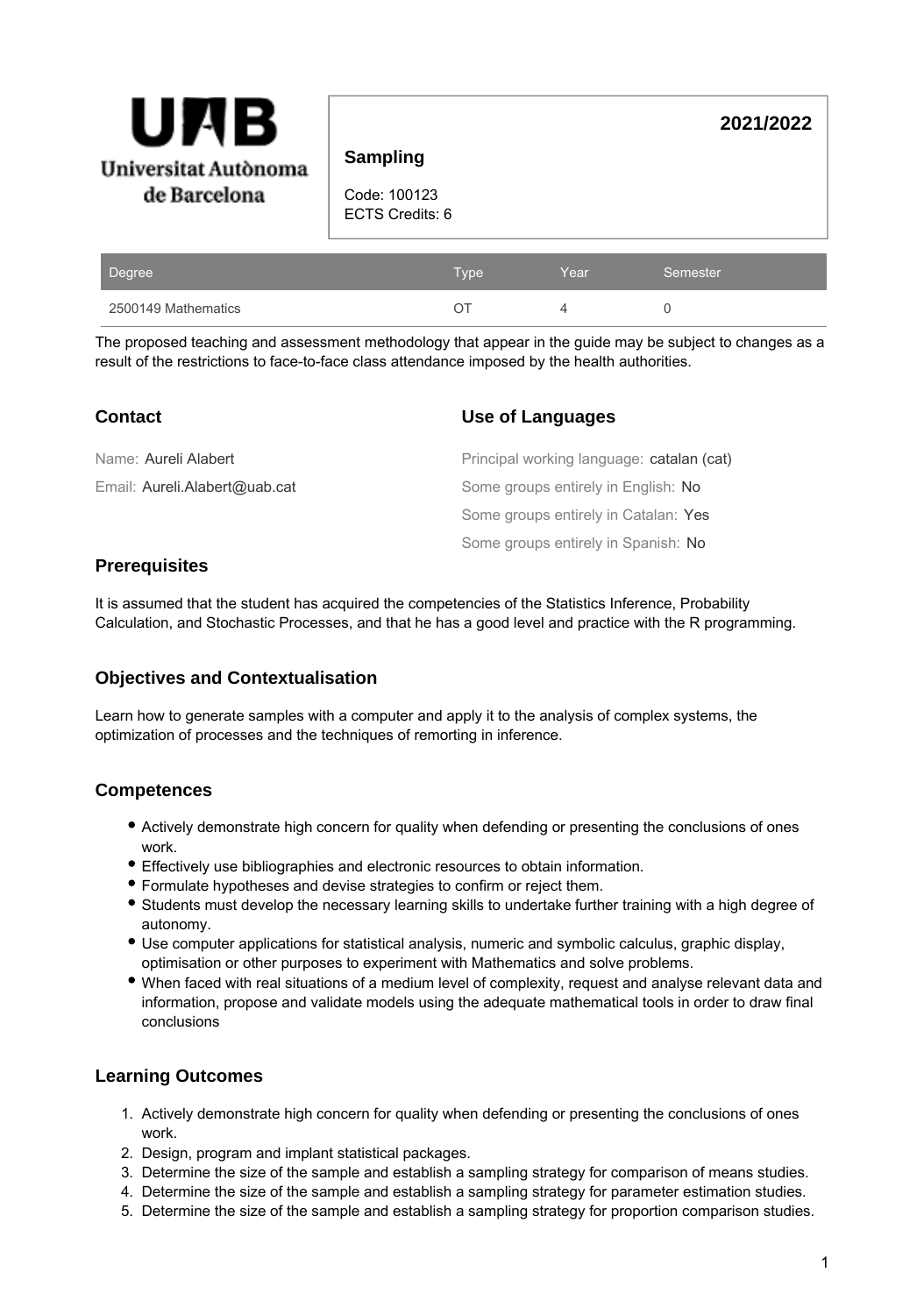UAB Universitat Autònoma de Barcelona

## Sampling

Code: 100123
ECTS Credits: 6

**2021/2022**

| Degree | Type | Year | Semester |
| --- | --- | --- | --- |
| 2500149 Mathematics | OT | 4 | 0 |

The proposed teaching and assessment methodology that appear in the guide may be subject to changes as a result of the restrictions to face-to-face class attendance imposed by the health authorities.

### Contact

Name: Aureli Alabert

Email: Aureli.Alabert@uab.cat

### Use of Languages

Principal working language: catalan (cat)

Some groups entirely in English: No

Some groups entirely in Catalan: Yes

Some groups entirely in Spanish: No

### Prerequisites

It is assumed that the student has acquired the competencies of the Statistics Inference, Probability Calculation, and Stochastic Processes, and that he has a good level and practice with the R programming.

### Objectives and Contextualisation

Learn how to generate samples with a computer and apply it to the analysis of complex systems, the optimization of processes and the techniques of remorting in inference.

### Competences

- Actively demonstrate high concern for quality when defending or presenting the conclusions of ones work.
- Effectively use bibliographies and electronic resources to obtain information.
- Formulate hypotheses and devise strategies to confirm or reject them.
- Students must develop the necessary learning skills to undertake further training with a high degree of autonomy.
- Use computer applications for statistical analysis, numeric and symbolic calculus, graphic display, optimisation or other purposes to experiment with Mathematics and solve problems.
- When faced with real situations of a medium level of complexity, request and analyse relevant data and information, propose and validate models using the adequate mathematical tools in order to draw final conclusions

### Learning Outcomes

1. Actively demonstrate high concern for quality when defending or presenting the conclusions of ones work.
2. Design, program and implant statistical packages.
3. Determine the size of the sample and establish a sampling strategy for comparison of means studies.
4. Determine the size of the sample and establish a sampling strategy for parameter estimation studies.
5. Determine the size of the sample and establish a sampling strategy for proportion comparison studies.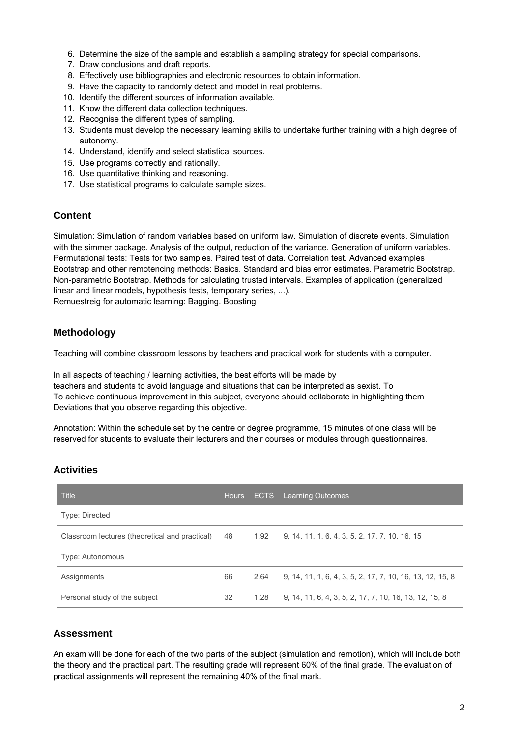6. Determine the size of the sample and establish a sampling strategy for special comparisons.
7. Draw conclusions and draft reports.
8. Effectively use bibliographies and electronic resources to obtain information.
9. Have the capacity to randomly detect and model in real problems.
10. Identify the different sources of information available.
11. Know the different data collection techniques.
12. Recognise the different types of sampling.
13. Students must develop the necessary learning skills to undertake further training with a high degree of autonomy.
14. Understand, identify and select statistical sources.
15. Use programs correctly and rationally.
16. Use quantitative thinking and reasoning.
17. Use statistical programs to calculate sample sizes.

## Content

Simulation: Simulation of random variables based on uniform law. Simulation of discrete events. Simulation with the simmer package. Analysis of the output, reduction of the variance. Generation of uniform variables.
Permutational tests: Tests for two samples. Paired test of data. Correlation test. Advanced examples
Bootstrap and other remotencing methods: Basics. Standard and bias error estimates. Parametric Bootstrap. Non-parametric Bootstrap. Methods for calculating trusted intervals. Examples of application (generalized linear and linear models, hypothesis tests, temporary series, ...).
Remuestreig for automatic learning: Bagging. Boosting

## Methodology

Teaching will combine classroom lessons by teachers and practical work for students with a computer.

In all aspects of teaching / learning activities, the best efforts will be made by teachers and students to avoid language and situations that can be interpreted as sexist. To To achieve continuous improvement in this subject, everyone should collaborate in highlighting them Deviations that you observe regarding this objective.

Annotation: Within the schedule set by the centre or degree programme, 15 minutes of one class will be reserved for students to evaluate their lecturers and their courses or modules through questionnaires.

## Activities

| Title | Hours | ECTS | Learning Outcomes |
|---|---|---|---|
| Type: Directed | | | |
| Classroom lectures (theoretical and practical) | 48 | 1.92 | 9, 14, 11, 1, 6, 4, 3, 5, 2, 17, 7, 10, 16, 15 |
| Type: Autonomous | | | |
| Assignments | 66 | 2.64 | 9, 14, 11, 1, 6, 4, 3, 5, 2, 17, 7, 10, 16, 13, 12, 15, 8 |
| Personal study of the subject | 32 | 1.28 | 9, 14, 11, 6, 4, 3, 5, 2, 17, 7, 10, 16, 13, 12, 15, 8 |

## Assessment

An exam will be done for each of the two parts of the subject (simulation and remotion), which will include both the theory and the practical part. The resulting grade will represent 60% of the final grade. The evaluation of practical assignments will represent the remaining 40% of the final mark.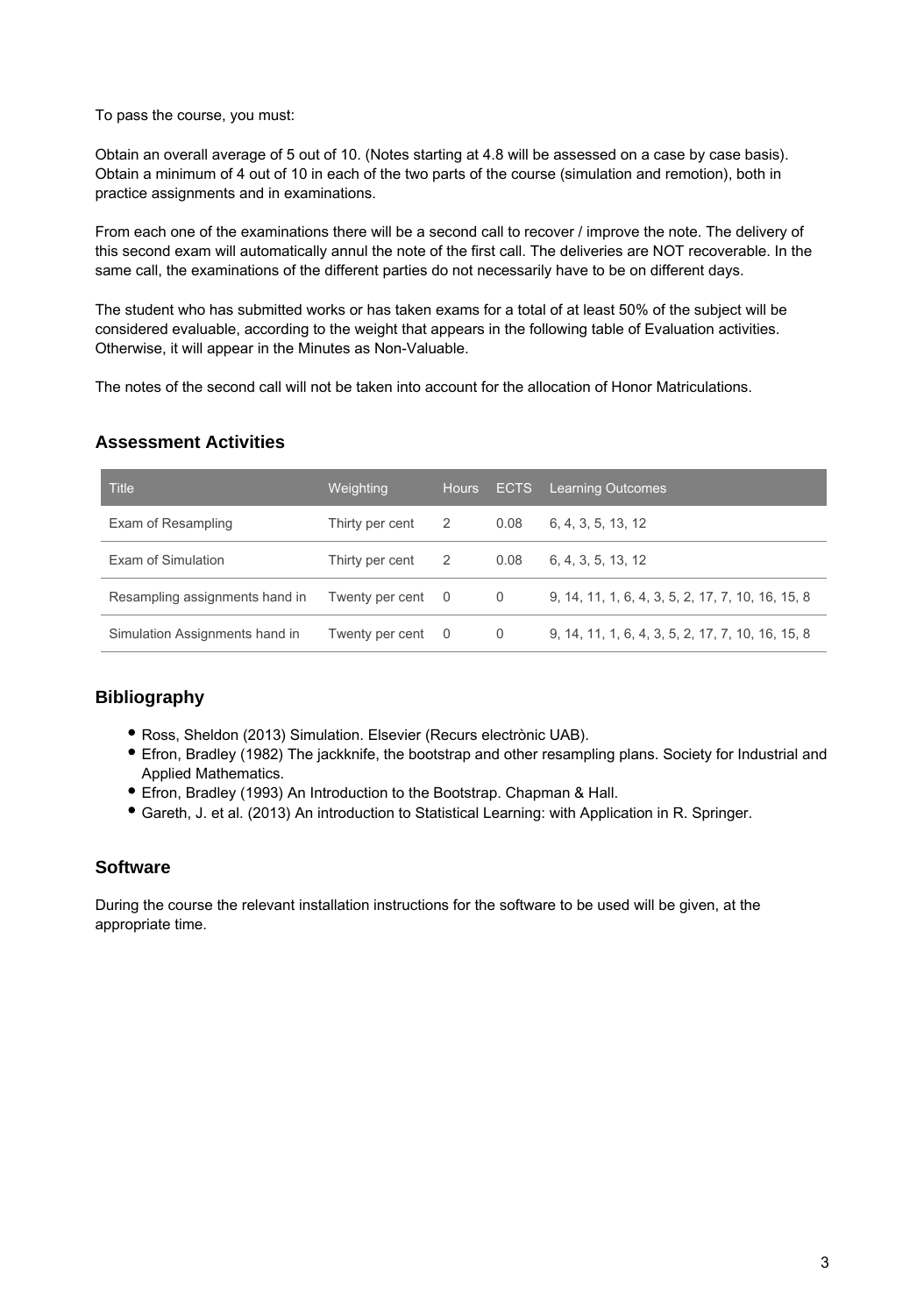To pass the course, you must:

Obtain an overall average of 5 out of 10. (Notes starting at 4.8 will be assessed on a case by case basis). Obtain a minimum of 4 out of 10 in each of the two parts of the course (simulation and remotion), both in practice assignments and in examinations.

From each one of the examinations there will be a second call to recover / improve the note. The delivery of this second exam will automatically annul the note of the first call. The deliveries are NOT recoverable. In the same call, the examinations of the different parties do not necessarily have to be on different days.

The student who has submitted works or has taken exams for a total of at least 50% of the subject will be considered evaluable, according to the weight that appears in the following table of Evaluation activities. Otherwise, it will appear in the Minutes as Non-Valuable.

The notes of the second call will not be taken into account for the allocation of Honor Matriculations.

## Assessment Activities

| Title | Weighting | Hours | ECTS | Learning Outcomes |
|---|---|---|---|---|
| Exam of Resampling | Thirty per cent | 2 | 0.08 | 6, 4, 3, 5, 13, 12 |
| Exam of Simulation | Thirty per cent | 2 | 0.08 | 6, 4, 3, 5, 13, 12 |
| Resampling assignments hand in | Twenty per cent | 0 | 0 | 9, 14, 11, 1, 6, 4, 3, 5, 2, 17, 7, 10, 16, 15, 8 |
| Simulation Assignments hand in | Twenty per cent | 0 | 0 | 9, 14, 11, 1, 6, 4, 3, 5, 2, 17, 7, 10, 16, 15, 8 |

## Bibliography

- Ross, Sheldon (2013) Simulation. Elsevier (Recurs electrònic UAB).
- Efron, Bradley (1982) The jackknife, the bootstrap and other resampling plans. Society for Industrial and Applied Mathematics.
- Efron, Bradley (1993) An Introduction to the Bootstrap. Chapman & Hall.
- Gareth, J. et al. (2013) An introduction to Statistical Learning: with Application in R. Springer.

## Software

During the course the relevant installation instructions for the software to be used will be given, at the appropriate time.